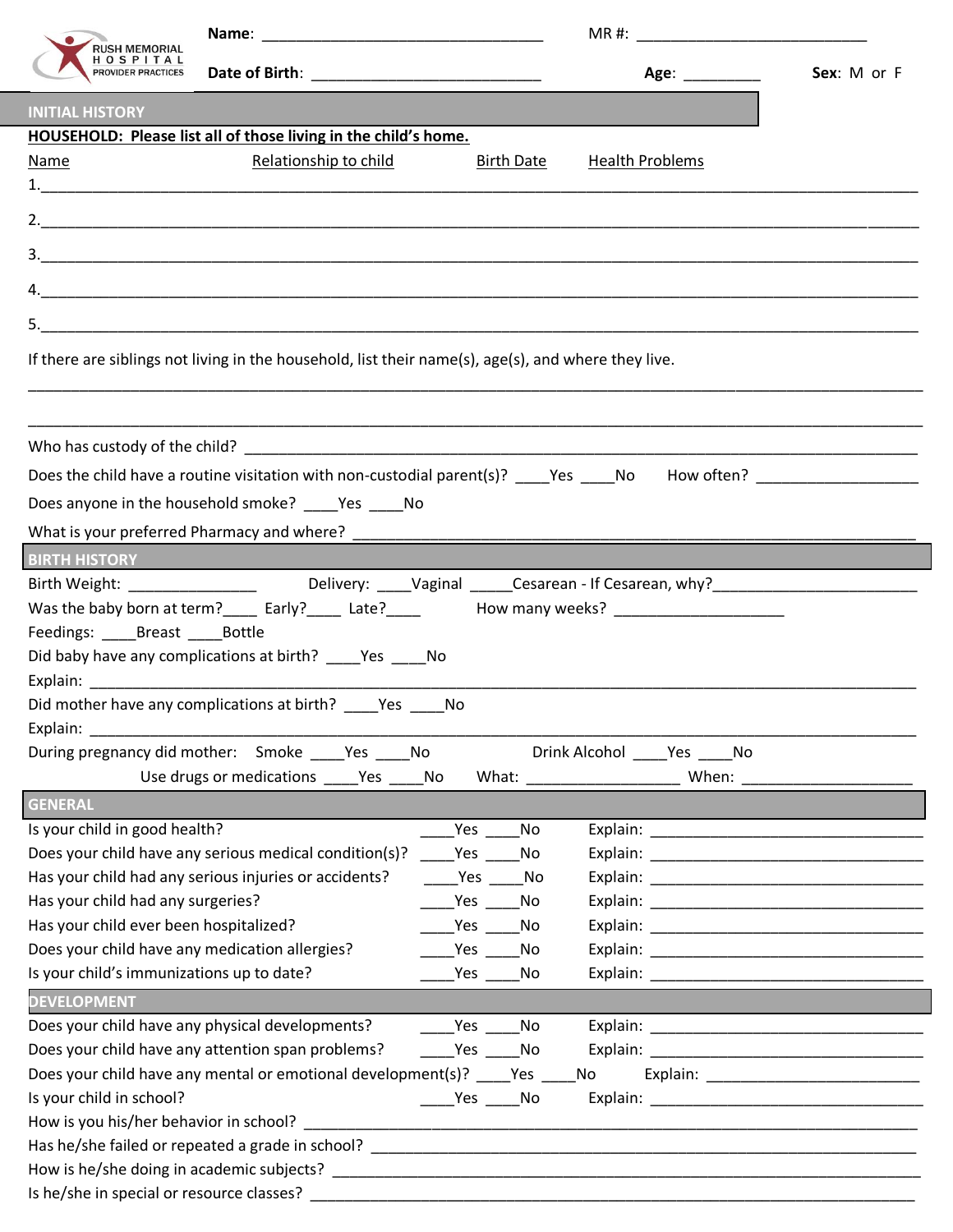RUSH MEMORIAL HOSPITAL PROVIDER PRACTICES

**Name**: ________________________________ MR #: ___________________________

**Date of Birth**: __________________________ **Age**: _________ **Sex**: M or F

## INITIAL HISTORY

**HOUSEHOLD: Please list all of those living in the child's home.**

| Name | Relationship to child | Birth Date | Health Problems |
|---|---|---|---|
| 1. | | | |
| 2. | | | |
| 3. | | | |
| 4. | | | |
| 5. | | | |

If there are siblings not living in the household, list their name(s), age(s), and where they live.

_____________________________________________________________________________

_____________________________________________________________________________

Who has custody of the child? ___________________________________________________________

Does the child have a routine visitation with non-custodial parent(s)? ____Yes ____No How often? __________________

Does anyone in the household smoke? ____Yes ____No

What is your preferred Pharmacy and where? _______________________________________________

## BIRTH HISTORY

Birth Weight: _______________ Delivery: ____Vaginal _____Cesarean - If Cesarean, why?________________________

Was the baby born at term?____ Early?____ Late?____ How many weeks? ____________________

Feedings: ____Breast ____Bottle

Did baby have any complications at birth? ____Yes ____No

Explain: ___________________________________________________________________________

Did mother have any complications at birth? ____Yes ____No

Explain: ___________________________________________________________________________

During pregnancy did mother: Smoke ____Yes ____No Drink Alcohol ____Yes ____No

Use drugs or medications ____Yes ____No What: _________________ When: ____________________

## GENERAL

Is your child in good health? ____Yes ____No Explain: _______________________________

Does your child have any serious medical condition(s)? ____Yes ____No Explain: _______________________________

Has your child had any serious injuries or accidents? ____Yes ____No Explain: _______________________________

Has your child had any surgeries? ____Yes ____No Explain: _______________________________

Has your child ever been hospitalized? ____Yes ____No Explain: _______________________________

Does your child have any medication allergies? ____Yes ____No Explain: _______________________________

Is your child's immunizations up to date? ____Yes ____No Explain: _______________________________

## DEVELOPMENT

Does your child have any physical developments? ____Yes ____No Explain: _______________________________

Does your child have any attention span problems? ____Yes ____No Explain: _______________________________

Does your child have any mental or emotional development(s)? ____Yes ____No Explain: __________________________

Is your child in school? ____Yes ____No Explain: _______________________________

How is you his/her behavior in school? _____________________________________________________

Has he/she failed or repeated a grade in school? ______________________________________________

How is he/she doing in academic subjects? __________________________________________________

Is he/she in special or resource classes? ____________________________________________________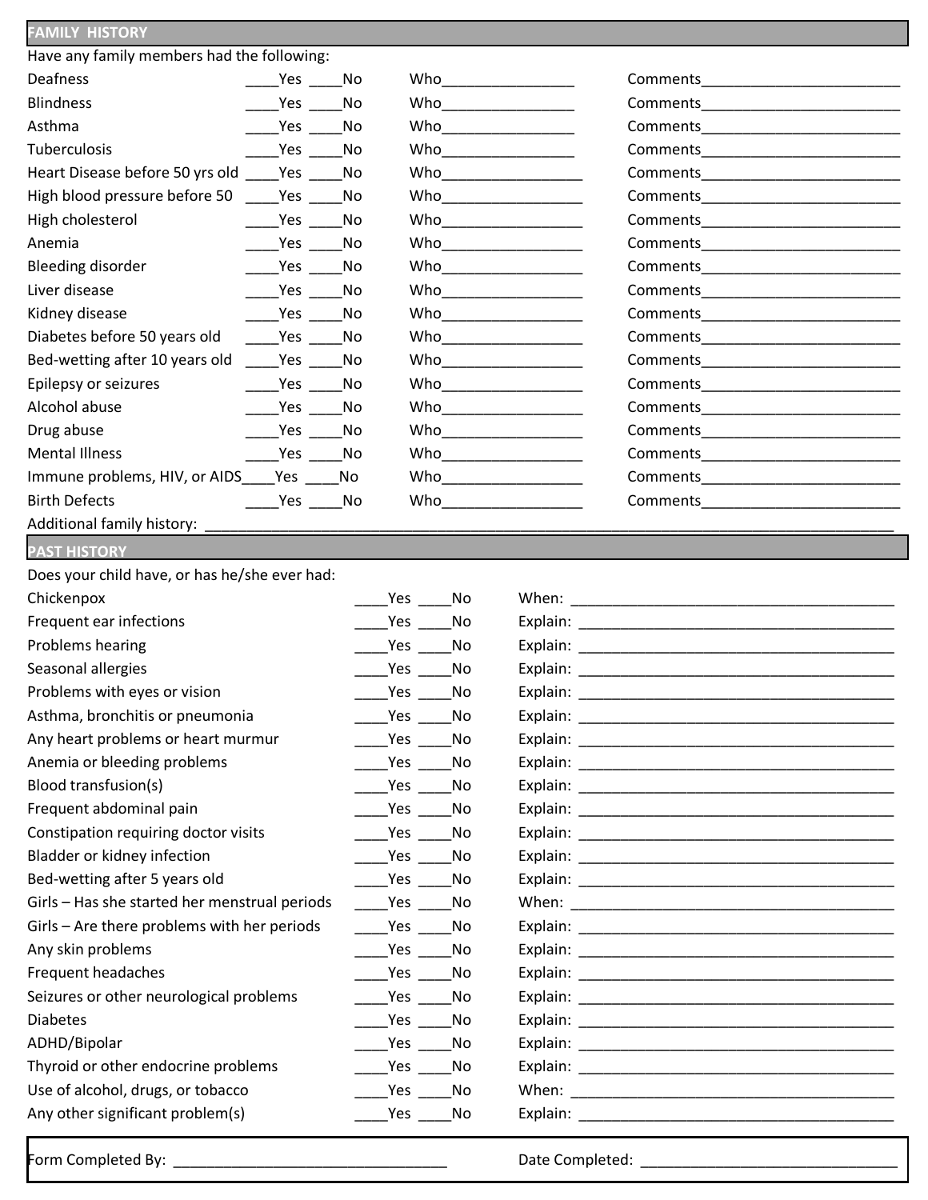## FAMILY HISTORY

Have any family members had the following:

| | | | | |
|---|---|---|---|---|
| Deafness | ____Yes | ____No | Who________________ | Comments________________________ |
| Blindness | ____Yes | ____No | Who________________ | Comments________________________ |
| Asthma | ____Yes | ____No | Who________________ | Comments________________________ |
| Tuberculosis | ____Yes | ____No | Who________________ | Comments________________________ |
| Heart Disease before 50 yrs old | ____Yes | ____No | Who________________ | Comments________________________ |
| High blood pressure before 50 | ____Yes | ____No | Who________________ | Comments________________________ |
| High cholesterol | ____Yes | ____No | Who________________ | Comments________________________ |
| Anemia | ____Yes | ____No | Who________________ | Comments________________________ |
| Bleeding disorder | ____Yes | ____No | Who________________ | Comments________________________ |
| Liver disease | ____Yes | ____No | Who________________ | Comments________________________ |
| Kidney disease | ____Yes | ____No | Who________________ | Comments________________________ |
| Diabetes before 50 years old | ____Yes | ____No | Who________________ | Comments________________________ |
| Bed-wetting after 10 years old | ____Yes | ____No | Who________________ | Comments________________________ |
| Epilepsy or seizures | ____Yes | ____No | Who________________ | Comments________________________ |
| Alcohol abuse | ____Yes | ____No | Who________________ | Comments________________________ |
| Drug abuse | ____Yes | ____No | Who________________ | Comments________________________ |
| Mental Illness | ____Yes | ____No | Who________________ | Comments________________________ |
| Immune problems, HIV, or AIDS | ____Yes | ____No | Who________________ | Comments________________________ |
| Birth Defects | ____Yes | ____No | Who________________ | Comments________________________ |

Additional family history: ____________________________________________________________________________

## PAST HISTORY

Does your child have, or has he/she ever had:

| | | | |
|---|---|---|---|
| Chickenpox | ____Yes | ____No | When: ____________________________________ |
| Frequent ear infections | ____Yes | ____No | Explain: ____________________________________ |
| Problems hearing | ____Yes | ____No | Explain: ____________________________________ |
| Seasonal allergies | ____Yes | ____No | Explain: ____________________________________ |
| Problems with eyes or vision | ____Yes | ____No | Explain: ____________________________________ |
| Asthma, bronchitis or pneumonia | ____Yes | ____No | Explain: ____________________________________ |
| Any heart problems or heart murmur | ____Yes | ____No | Explain: ____________________________________ |
| Anemia or bleeding problems | ____Yes | ____No | Explain: ____________________________________ |
| Blood transfusion(s) | ____Yes | ____No | Explain: ____________________________________ |
| Frequent abdominal pain | ____Yes | ____No | Explain: ____________________________________ |
| Constipation requiring doctor visits | ____Yes | ____No | Explain: ____________________________________ |
| Bladder or kidney infection | ____Yes | ____No | Explain: ____________________________________ |
| Bed-wetting after 5 years old | ____Yes | ____No | Explain: ____________________________________ |
| Girls – Has she started her menstrual periods | ____Yes | ____No | When: ____________________________________ |
| Girls – Are there problems with her periods | ____Yes | ____No | Explain: ____________________________________ |
| Any skin problems | ____Yes | ____No | Explain: ____________________________________ |
| Frequent headaches | ____Yes | ____No | Explain: ____________________________________ |
| Seizures or other neurological problems | ____Yes | ____No | Explain: ____________________________________ |
| Diabetes | ____Yes | ____No | Explain: ____________________________________ |
| ADHD/Bipolar | ____Yes | ____No | Explain: ____________________________________ |
| Thyroid or other endocrine problems | ____Yes | ____No | Explain: ____________________________________ |
| Use of alcohol, drugs, or tobacco | ____Yes | ____No | When: ____________________________________ |
| Any other significant problem(s) | ____Yes | ____No | Explain: ____________________________________ |

Form Completed By: ________________________________ Date Completed: ______________________________